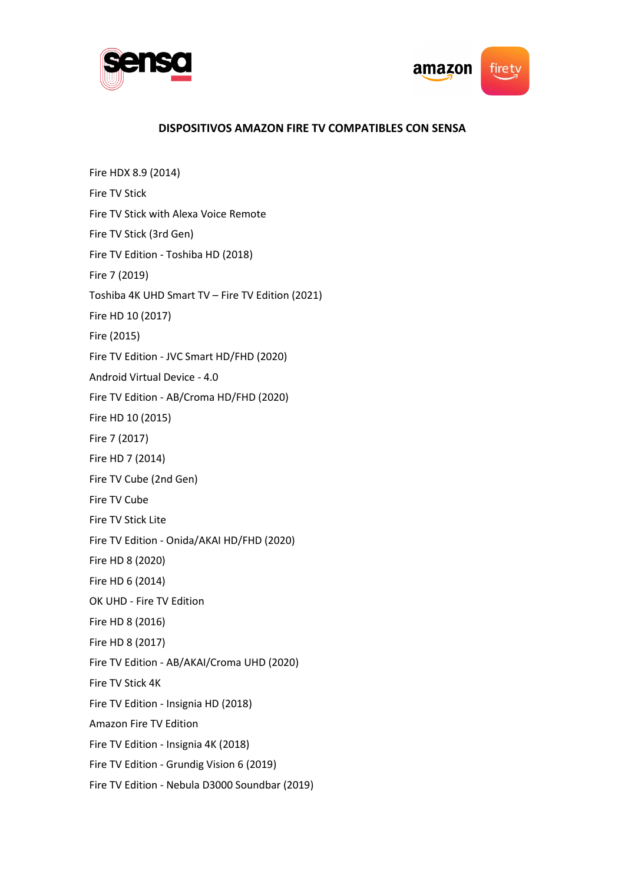## DISPOSITIVOS AMAZON FIRE TV COMPATIBLES CON SENSA

Fire HDX 8.9 (2014)

Fire TV Stick

Fire TV Stick with Alexa Voice Remote

Fire TV Stick (3rd Gen)

Fire TV Edition - Toshiba HD (2018)

Fire 7 (2019)

Toshiba 4K UHD Smart TV – Fire TV Edition (2021)

Fire HD 10 (2017)

Fire (2015)

Fire TV Edition - JVC Smart HD/FHD (2020)

Android Virtual Device - 4.0

Fire TV Edition - AB/Croma HD/FHD (2020)

Fire HD 10 (2015)

Fire 7 (2017)

Fire HD 7 (2014)

Fire TV Cube (2nd Gen)

Fire TV Cube

Fire TV Stick Lite

Fire TV Edition - Onida/AKAI HD/FHD (2020)

Fire HD 8 (2020)

Fire HD 6 (2014)

OK UHD - Fire TV Edition

Fire HD 8 (2016)

Fire HD 8 (2017)

Fire TV Edition - AB/AKAI/Croma UHD (2020)

Fire TV Stick 4K

Fire TV Edition - Insignia HD (2018)

Amazon Fire TV Edition

Fire TV Edition - Insignia 4K (2018)

Fire TV Edition - Grundig Vision 6 (2019)

Fire TV Edition - Nebula D3000 Soundbar (2019)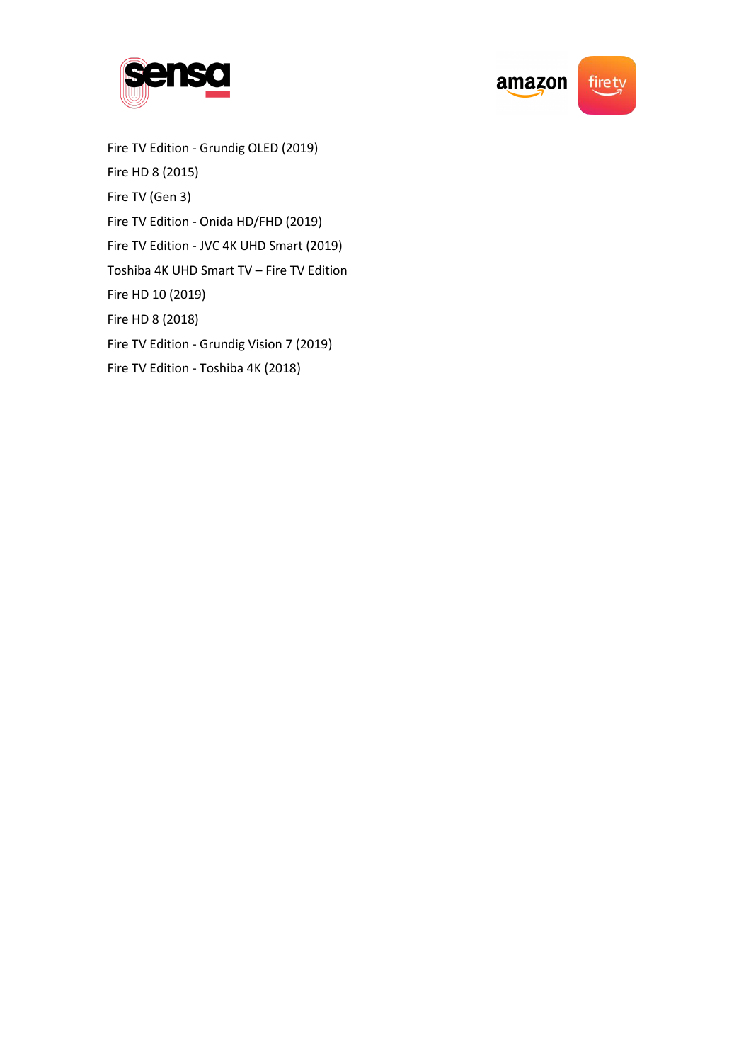Fire TV Edition - Grundig OLED (2019)

Fire HD 8 (2015)

Fire TV (Gen 3)

Fire TV Edition - Onida HD/FHD (2019)

Fire TV Edition - JVC 4K UHD Smart (2019)

Toshiba 4K UHD Smart TV – Fire TV Edition

Fire HD 10 (2019)

Fire HD 8 (2018)

Fire TV Edition - Grundig Vision 7 (2019)

Fire TV Edition - Toshiba 4K (2018)